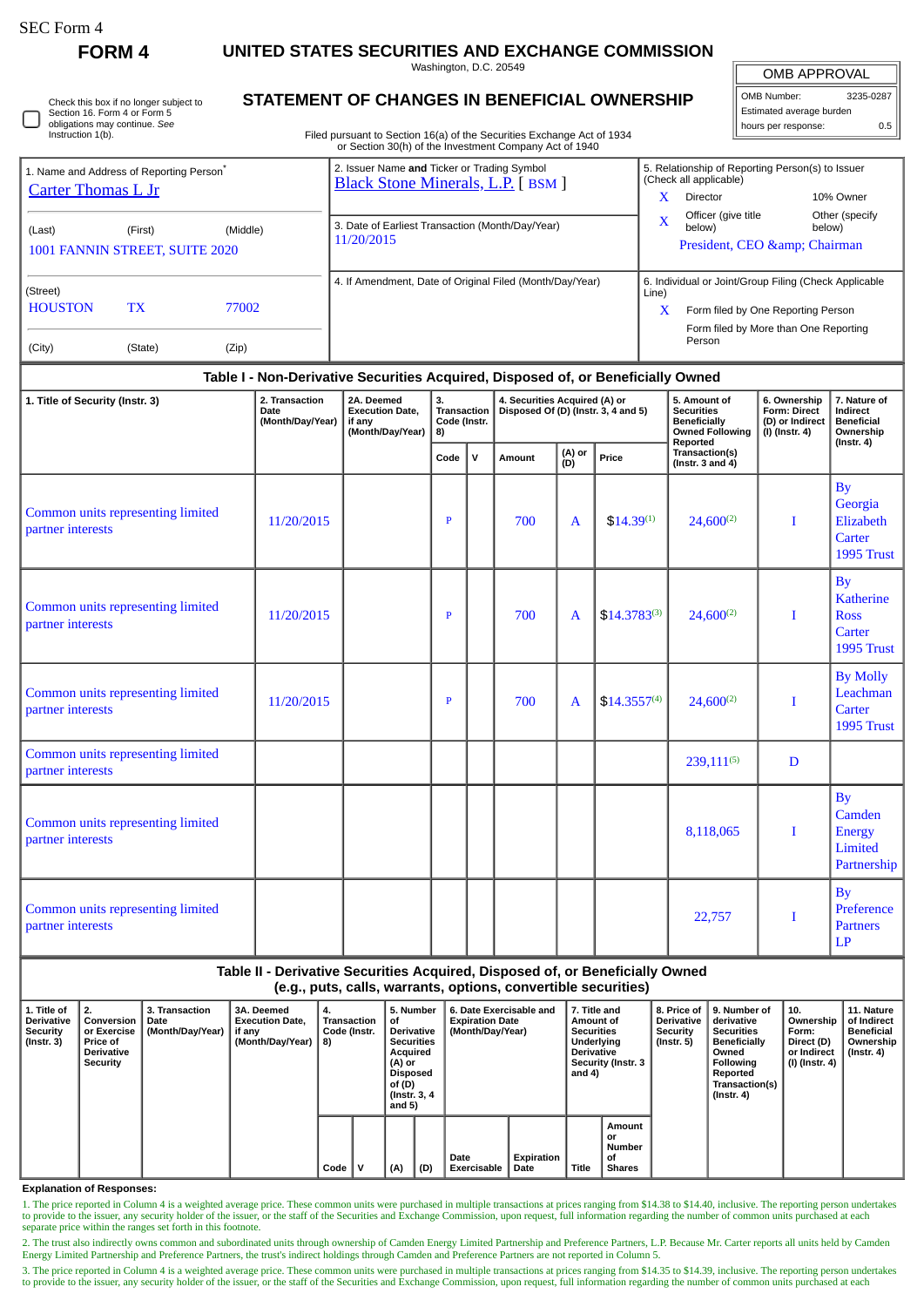SEC Form 4

**FORM 4**

# UNITED STATES SECURITIES AND EXCHANGE COMMISSION

Washington, D.C. 20549

## STATEMENT OF CHANGES IN BENEFICIAL OWNERSHIP

Filed pursuant to Section 16(a) of the Securities Exchange Act of 1934 or Section 30(h) of the Investment Company Act of 1940

| OMB APPROVAL | |
|---|---|
| OMB Number: | 3235-0287 |
| Estimated average burden | |
| hours per response: | 0.5 |

☐ Check this box if no longer subject to Section 16. Form 4 or Form 5 obligations may continue. *See* Instruction 1(b).

1. Name and Address of Reporting Person*
Carter Thomas L Jr

(Last) (First) (Middle)
1001 FANNIN STREET, SUITE 2020

(Street)
HOUSTON TX 77002

(City) (State) (Zip)

2. Issuer Name **and** Ticker or Trading Symbol
Black Stone Minerals, L.P. [ BSM ]

3. Date of Earliest Transaction (Month/Day/Year)
11/20/2015

4. If Amendment, Date of Original Filed (Month/Day/Year)

5. Relationship of Reporting Person(s) to Issuer (Check all applicable)
X Director
10% Owner
X Officer (give title below)
Other (specify below)
President, CEO &amp; Chairman

6. Individual or Joint/Group Filing (Check Applicable Line)
X Form filed by One Reporting Person
Form filed by More than One Reporting Person

### Table I - Non-Derivative Securities Acquired, Disposed of, or Beneficially Owned

| 1. Title of Security (Instr. 3) | 2. Transaction Date (Month/Day/Year) | 2A. Deemed Execution Date, if any (Month/Day/Year) | 3. Transaction Code (Instr. 8) | | 4. Securities Acquired (A) or Disposed Of (D) (Instr. 3, 4 and 5) | | | 5. Amount of Securities Beneficially Owned Following Reported Transaction(s) (Instr. 3 and 4) | 6. Ownership Form: Direct (D) or Indirect (I) (Instr. 4) | 7. Nature of Indirect Beneficial Ownership (Instr. 4) |
|---|---|---|---|---|---|---|---|---|---|---|
| | | | Code | V | Amount | (A) or (D) | Price | | | |
| Common units representing limited partner interests | 11/20/2015 | | P | | 700 | A | $14.39[(1)] | 24,600[(2)] | I | By Georgia Elizabeth Carter 1995 Trust |
| Common units representing limited partner interests | 11/20/2015 | | P | | 700 | A | $14.3783[(3)] | 24,600[(2)] | I | By Katherine Ross Carter 1995 Trust |
| Common units representing limited partner interests | 11/20/2015 | | P | | 700 | A | $14.3557[(4)] | 24,600[(2)] | I | By Molly Leachman Carter 1995 Trust |
| Common units representing limited partner interests | | | | | | | | 239,111[(5)] | D | |
| Common units representing limited partner interests | | | | | | | | 8,118,065 | I | By Camden Energy Limited Partnership |
| Common units representing limited partner interests | | | | | | | | 22,757 | I | By Preference Partners LP |

### Table II - Derivative Securities Acquired, Disposed of, or Beneficially Owned (e.g., puts, calls, warrants, options, convertible securities)

| 1. Title of Derivative Security (Instr. 3) | 2. Conversion or Exercise Price of Derivative Security | 3. Transaction Date (Month/Day/Year) | 3A. Deemed Execution Date, if any (Month/Day/Year) | 4. Transaction Code (Instr. 8) | | 5. Number of Derivative Securities Acquired (A) or Disposed of (D) (Instr. 3, 4 and 5) | | 6. Date Exercisable and Expiration Date (Month/Day/Year) | | 7. Title and Amount of Securities Underlying Derivative Security (Instr. 3 and 4) | | 8. Price of Derivative Security (Instr. 5) | 9. Number of derivative Securities Beneficially Owned Following Reported Transaction(s) (Instr. 4) | 10. Ownership Form: Direct (D) or Indirect (I) (Instr. 4) | 11. Nature of Indirect Beneficial Ownership (Instr. 4) |
|---|---|---|---|---|---|---|---|---|---|---|---|---|---|---|---|
| | | | | Code | V | (A) | (D) | Date Exercisable | Expiration Date | Title | Amount or Number of Shares | | | | |

**Explanation of Responses:**

1. The price reported in Column 4 is a weighted average price. These common units were purchased in multiple transactions at prices ranging from $14.38 to $14.40, inclusive. The reporting person undertakes to provide to the issuer, any security holder of the issuer, or the staff of the Securities and Exchange Commission, upon request, full information regarding the number of common units purchased at each separate price within the ranges set forth in this footnote.

2. The trust also indirectly owns common and subordinated units through ownership of Camden Energy Limited Partnership and Preference Partners, L.P. Because Mr. Carter reports all units held by Camden Energy Limited Partnership and Preference Partners, the trust's indirect holdings through Camden and Preference Partners are not reported in Column 5.

3. The price reported in Column 4 is a weighted average price. These common units were purchased in multiple transactions at prices ranging from $14.35 to $14.39, inclusive. The reporting person undertakes to provide to the issuer, any security holder of the issuer, or the staff of the Securities and Exchange Commission, upon request, full information regarding the number of common units purchased at each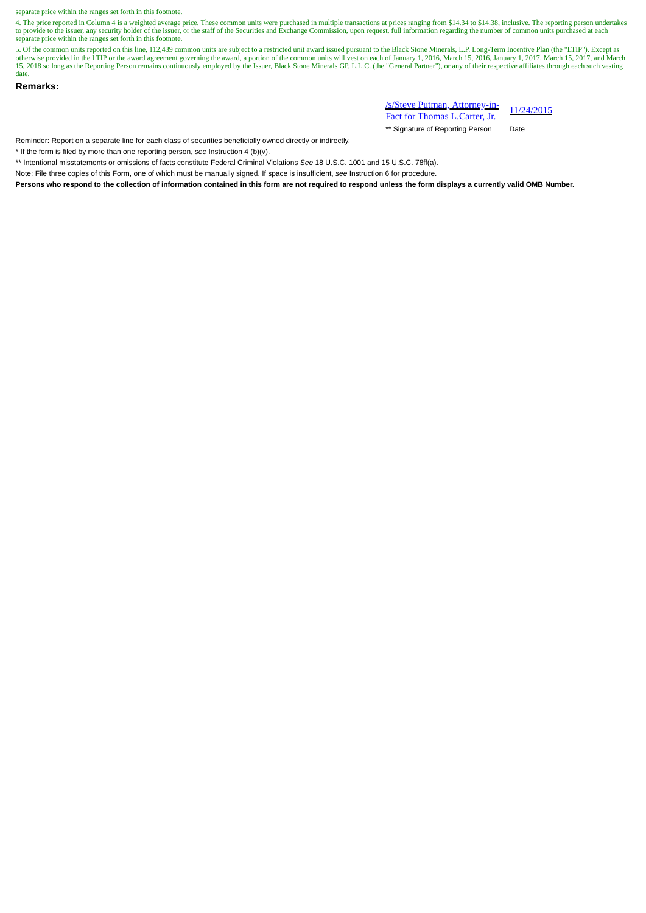separate price within the ranges set forth in this footnote.

4. The price reported in Column 4 is a weighted average price. These common units were purchased in multiple transactions at prices ranging from $14.34 to $14.38, inclusive. The reporting person undertakes to provide to the issuer, any security holder of the issuer, or the staff of the Securities and Exchange Commission, upon request, full information regarding the number of common units purchased at each separate price within the ranges set forth in this footnote.

5. Of the common units reported on this line, 112,439 common units are subject to a restricted unit award issued pursuant to the Black Stone Minerals, L.P. Long-Term Incentive Plan (the "LTIP"). Except as otherwise provided in the LTIP or the award agreement governing the award, a portion of the common units will vest on each of January 1, 2016, March 15, 2016, January 1, 2017, March 15, 2017, and March 15, 2018 so long as the Reporting Person remains continuously employed by the Issuer, Black Stone Minerals GP, L.L.C. (the "General Partner"), or any of their respective affiliates through each such vesting date.

**Remarks:**

| | |
|---|---|
| /s/Steve Putman, Attorney-in-Fact for Thomas L.Carter, Jr. | 11/24/2015 |
| ** Signature of Reporting Person | Date |

Reminder: Report on a separate line for each class of securities beneficially owned directly or indirectly.

* If the form is filed by more than one reporting person, *see* Instruction 4 (b)(v).

** Intentional misstatements or omissions of facts constitute Federal Criminal Violations *See* 18 U.S.C. 1001 and 15 U.S.C. 78ff(a).

Note: File three copies of this Form, one of which must be manually signed. If space is insufficient, *see* Instruction 6 for procedure.

**Persons who respond to the collection of information contained in this form are not required to respond unless the form displays a currently valid OMB Number.**